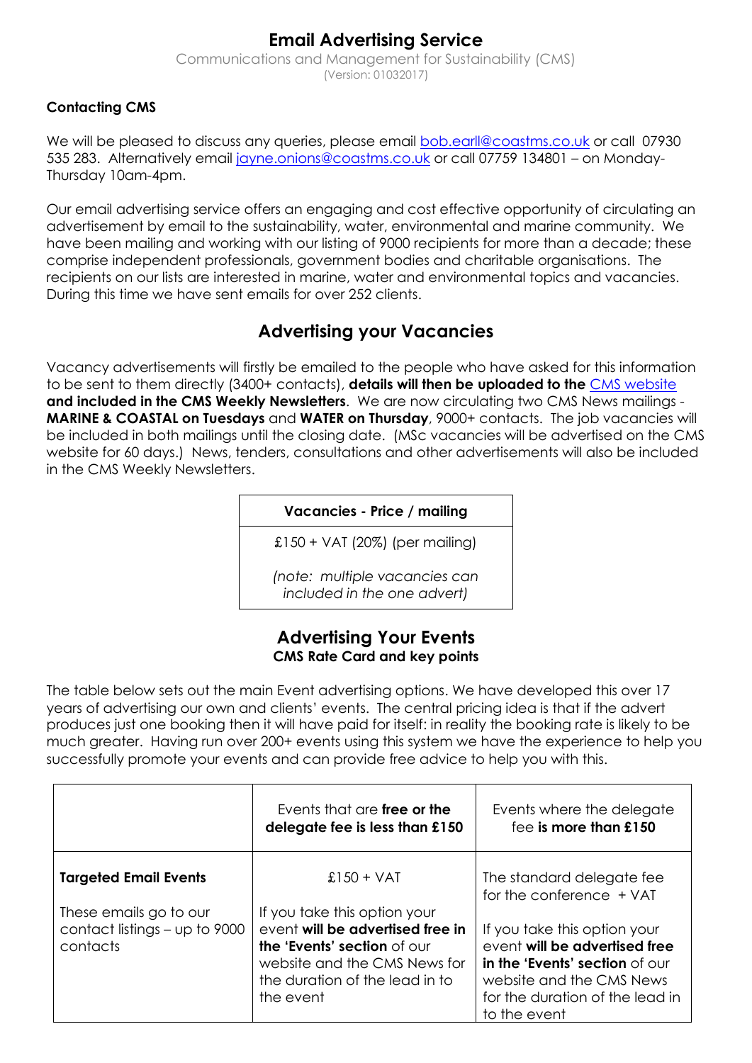# Email Advertising Service

Communications and Management for Sustainability (CMS)
(Version: 01032017)

**Contacting CMS**

We will be pleased to discuss any queries, please email bob.earll@coastms.co.uk or call 07930 535 283. Alternatively email jayne.onions@coastms.co.uk or call 07759 134801 – on Monday-Thursday 10am-4pm.

Our email advertising service offers an engaging and cost effective opportunity of circulating an advertisement by email to the sustainability, water, environmental and marine community. We have been mailing and working with our listing of 9000 recipients for more than a decade; these comprise independent professionals, government bodies and charitable organisations. The recipients on our lists are interested in marine, water and environmental topics and vacancies. During this time we have sent emails for over 252 clients.

## Advertising your Vacancies

Vacancy advertisements will firstly be emailed to the people who have asked for this information to be sent to them directly (3400+ contacts), **details will then be uploaded to the** CMS website **and included in the CMS Weekly Newsletters**. We are now circulating two CMS News mailings - **MARINE & COASTAL on Tuesdays** and **WATER on Thursday**, 9000+ contacts. The job vacancies will be included in both mailings until the closing date. (MSc vacancies will be advertised on the CMS website for 60 days.) News, tenders, consultations and other advertisements will also be included in the CMS Weekly Newsletters.

| Vacancies - Price / mailing |
|---|
| £150 + VAT (20%) (per mailing)<br>*(note: multiple vacancies can included in the one advert)* |

## Advertising Your Events

**CMS Rate Card and key points**

The table below sets out the main Event advertising options. We have developed this over 17 years of advertising our own and clients' events. The central pricing idea is that if the advert produces just one booking then it will have paid for itself: in reality the booking rate is likely to be much greater. Having run over 200+ events using this system we have the experience to help you successfully promote your events and can provide free advice to help you with this.

| | Events that are **free or the delegate fee is less than £150** | Events where the delegate fee **is more than £150** |
|---|---|---|
| **Targeted Email Events**<br>These emails go to our contact listings – up to 9000 contacts | £150 + VAT<br>If you take this option your event **will be advertised free in the 'Events' section** of our website and the CMS News for the duration of the lead in to the event | The standard delegate fee for the conference + VAT<br>If you take this option your event **will be advertised free in the 'Events' section** of our website and the CMS News for the duration of the lead in to the event |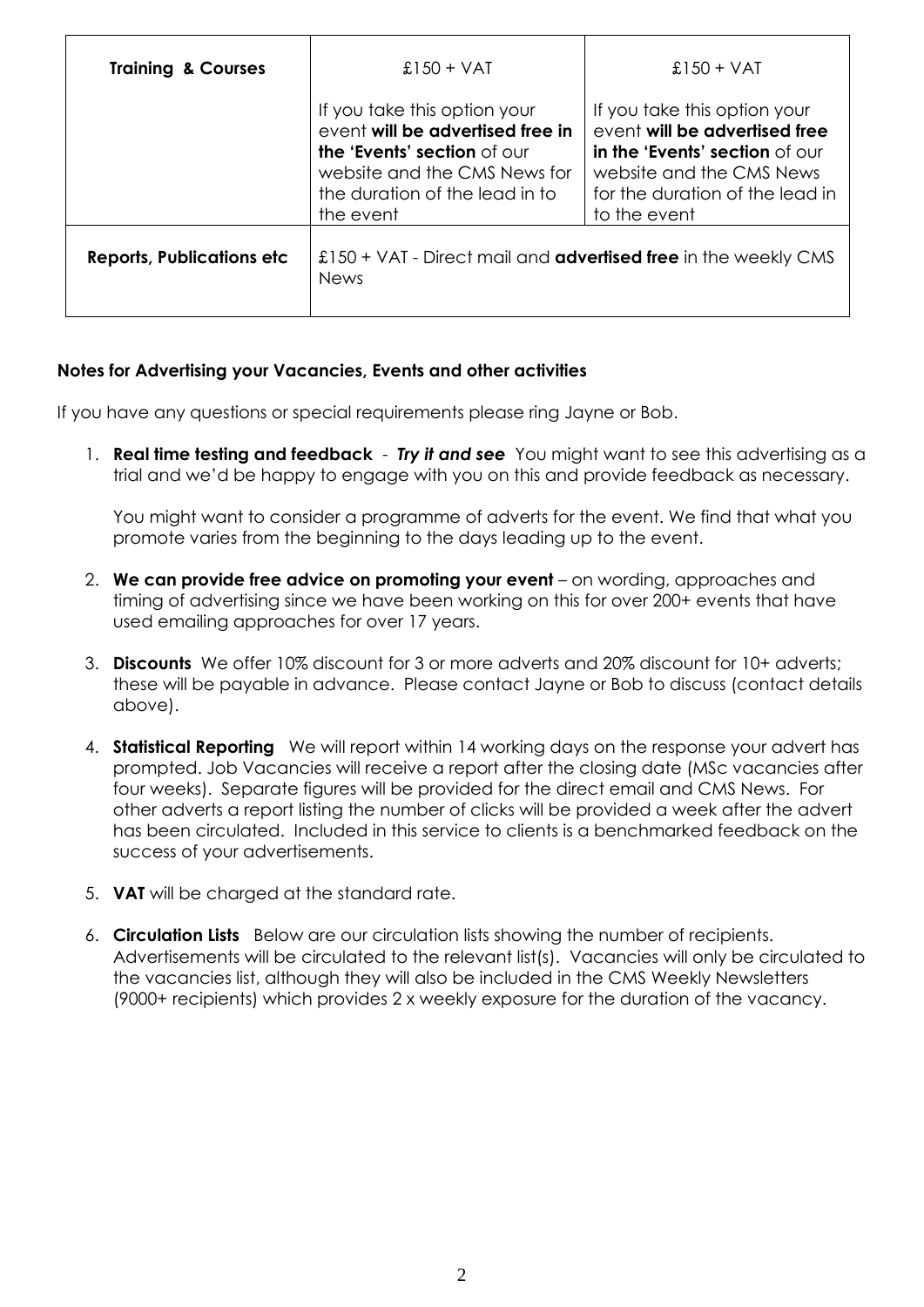| **Training & Courses** | £150 + VAT<br><br>If you take this option your event **will be advertised free in the 'Events' section** of our website and the CMS News for the duration of the lead in to the event | £150 + VAT<br><br>If you take this option your event **will be advertised free in the 'Events' section** of our website and the CMS News for the duration of the lead in to the event |
|---|---|---|
| **Reports, Publications etc** | £150 + VAT - Direct mail and **advertised free** in the weekly CMS News | |

**Notes for Advertising your Vacancies, Events and other activities**

If you have any questions or special requirements please ring Jayne or Bob.

1. **Real time testing and feedback** - ***Try it and see*** You might want to see this advertising as a trial and we'd be happy to engage with you on this and provide feedback as necessary.

   You might want to consider a programme of adverts for the event. We find that what you promote varies from the beginning to the days leading up to the event.

2. **We can provide free advice on promoting your event** – on wording, approaches and timing of advertising since we have been working on this for over 200+ events that have used emailing approaches for over 17 years.

3. **Discounts** We offer 10% discount for 3 or more adverts and 20% discount for 10+ adverts; these will be payable in advance. Please contact Jayne or Bob to discuss (contact details above).

4. **Statistical Reporting** We will report within 14 working days on the response your advert has prompted. Job Vacancies will receive a report after the closing date (MSc vacancies after four weeks). Separate figures will be provided for the direct email and CMS News. For other adverts a report listing the number of clicks will be provided a week after the advert has been circulated. Included in this service to clients is a benchmarked feedback on the success of your advertisements.

5. **VAT** will be charged at the standard rate.

6. **Circulation Lists** Below are our circulation lists showing the number of recipients. Advertisements will be circulated to the relevant list(s). Vacancies will only be circulated to the vacancies list, although they will also be included in the CMS Weekly Newsletters (9000+ recipients) which provides 2 x weekly exposure for the duration of the vacancy.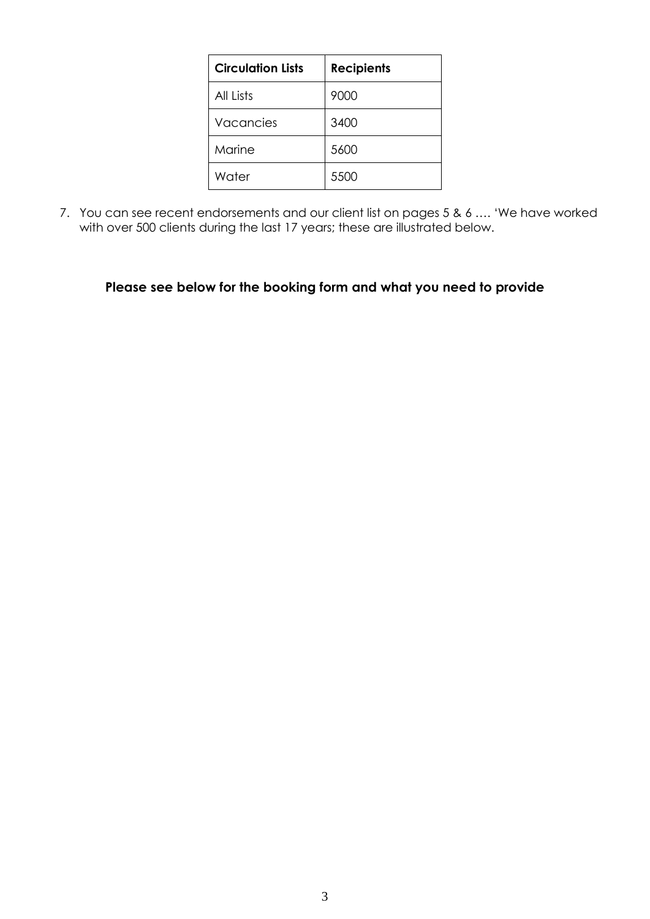| Circulation Lists | Recipients |
| --- | --- |
| All Lists | 9000 |
| Vacancies | 3400 |
| Marine | 5600 |
| Water | 5500 |

7. You can see recent endorsements and our client list on pages 5 & 6 …. 'We have worked with over 500 clients during the last 17 years; these are illustrated below.

**Please see below for the booking form and what you need to provide**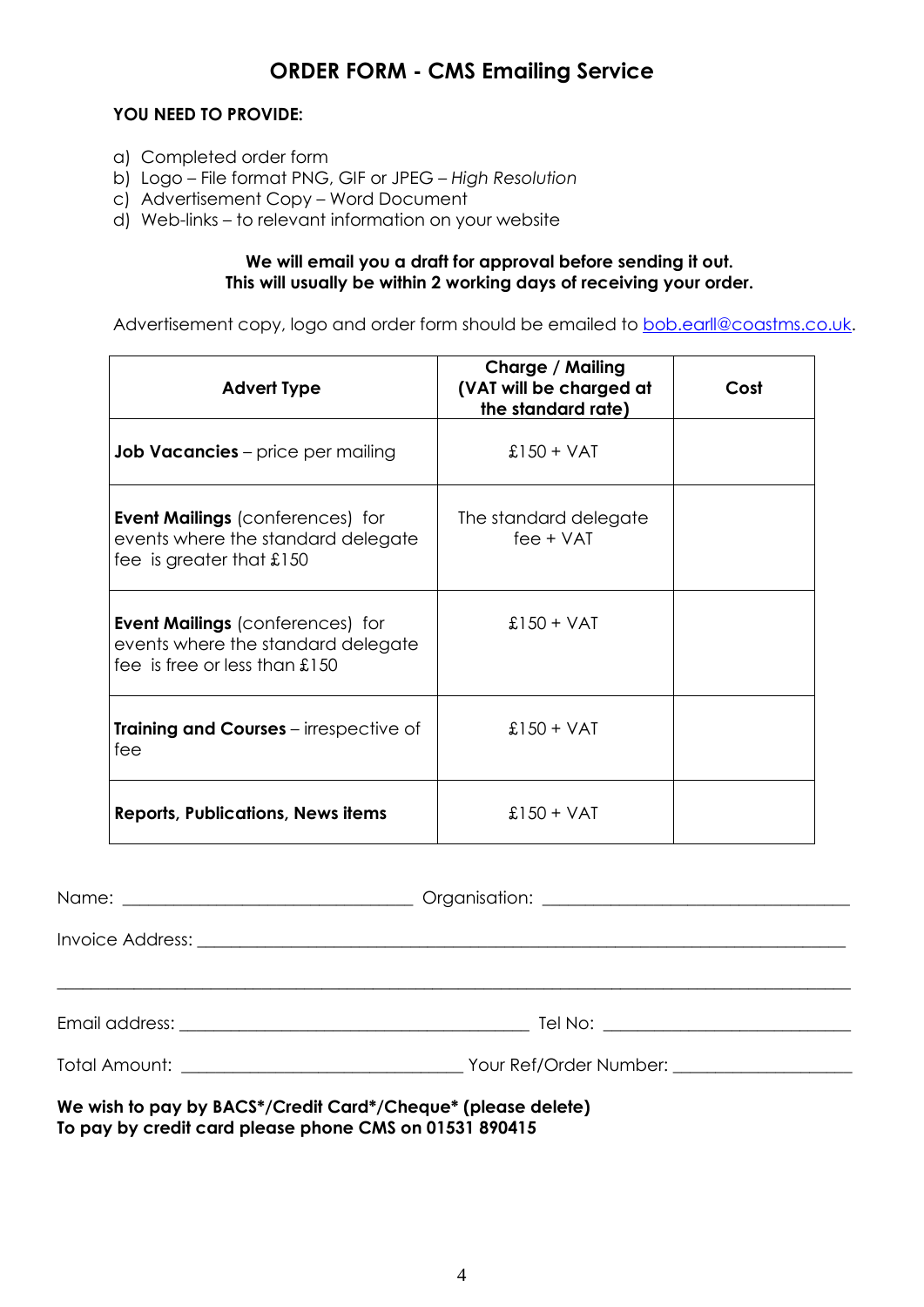# ORDER FORM - CMS Emailing Service

**YOU NEED TO PROVIDE:**

a) Completed order form
b) Logo – File format PNG, GIF or JPEG – *High Resolution*
c) Advertisement Copy – Word Document
d) Web-links – to relevant information on your website

**We will email you a draft for approval before sending it out.**
**This will usually be within 2 working days of receiving your order.**

Advertisement copy, logo and order form should be emailed to bob.earll@coastms.co.uk.

| Advert Type | Charge / Mailing (VAT will be charged at the standard rate) | Cost |
|---|---|---|
| **Job Vacancies** – price per mailing | £150 + VAT | |
| **Event Mailings** (conferences) for events where the standard delegate fee is greater that £150 | The standard delegate fee + VAT | |
| **Event Mailings** (conferences) for events where the standard delegate fee is free or less than £150 | £150 + VAT | |
| **Training and Courses** – irrespective of fee | £150 + VAT | |
| **Reports, Publications, News items** | £150 + VAT | |

Name: ______________________________ Organisation: ______________________________

Invoice Address: ____________________________________________________________

_____________________________________________________________________________

Email address: ____________________________________ Tel No: _________________________

Total Amount: _____________________________ Your Ref/Order Number: __________________

**We wish to pay by BACS*/Credit Card*/Cheque* (please delete)**
**To pay by credit card please phone CMS on 01531 890415**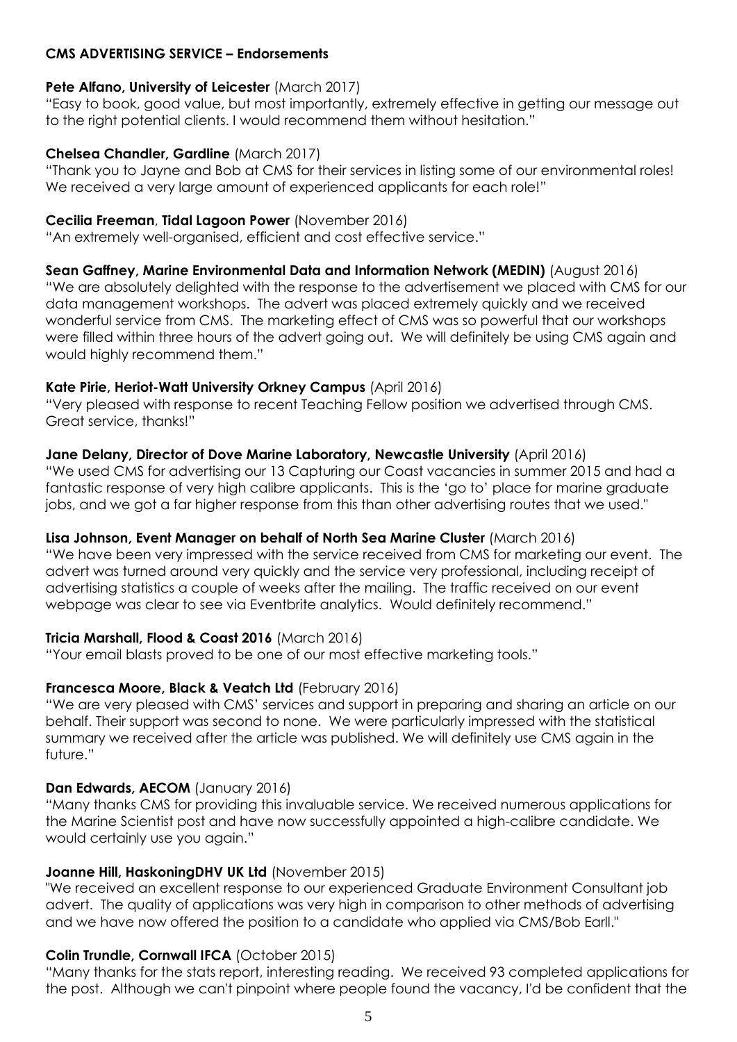**CMS ADVERTISING SERVICE – Endorsements**

**Pete Alfano, University of Leicester** (March 2017)
"Easy to book, good value, but most importantly, extremely effective in getting our message out to the right potential clients. I would recommend them without hesitation."

**Chelsea Chandler, Gardline** (March 2017)
"Thank you to Jayne and Bob at CMS for their services in listing some of our environmental roles! We received a very large amount of experienced applicants for each role!"

**Cecilia Freeman**, **Tidal Lagoon Power** (November 2016)
"An extremely well-organised, efficient and cost effective service."

**Sean Gaffney, Marine Environmental Data and Information Network (MEDIN)** (August 2016)
"We are absolutely delighted with the response to the advertisement we placed with CMS for our data management workshops. The advert was placed extremely quickly and we received wonderful service from CMS. The marketing effect of CMS was so powerful that our workshops were filled within three hours of the advert going out. We will definitely be using CMS again and would highly recommend them."

**Kate Pirie, Heriot-Watt University Orkney Campus** (April 2016)
"Very pleased with response to recent Teaching Fellow position we advertised through CMS. Great service, thanks!"

**Jane Delany, Director of Dove Marine Laboratory, Newcastle University** (April 2016)
"We used CMS for advertising our 13 Capturing our Coast vacancies in summer 2015 and had a fantastic response of very high calibre applicants. This is the 'go to' place for marine graduate jobs, and we got a far higher response from this than other advertising routes that we used."

**Lisa Johnson, Event Manager on behalf of North Sea Marine Cluster** (March 2016)
"We have been very impressed with the service received from CMS for marketing our event. The advert was turned around very quickly and the service very professional, including receipt of advertising statistics a couple of weeks after the mailing. The traffic received on our event webpage was clear to see via Eventbrite analytics. Would definitely recommend."

**Tricia Marshall, Flood & Coast 2016** (March 2016)
"Your email blasts proved to be one of our most effective marketing tools."

**Francesca Moore, Black & Veatch Ltd** (February 2016)
"We are very pleased with CMS' services and support in preparing and sharing an article on our behalf. Their support was second to none. We were particularly impressed with the statistical summary we received after the article was published. We will definitely use CMS again in the future."

**Dan Edwards, AECOM** (January 2016)
"Many thanks CMS for providing this invaluable service. We received numerous applications for the Marine Scientist post and have now successfully appointed a high-calibre candidate. We would certainly use you again."

**Joanne Hill, HaskoningDHV UK Ltd** (November 2015)
"We received an excellent response to our experienced Graduate Environment Consultant job advert. The quality of applications was very high in comparison to other methods of advertising and we have now offered the position to a candidate who applied via CMS/Bob Earll."

**Colin Trundle, Cornwall IFCA** (October 2015)
"Many thanks for the stats report, interesting reading. We received 93 completed applications for the post. Although we can't pinpoint where people found the vacancy, I'd be confident that the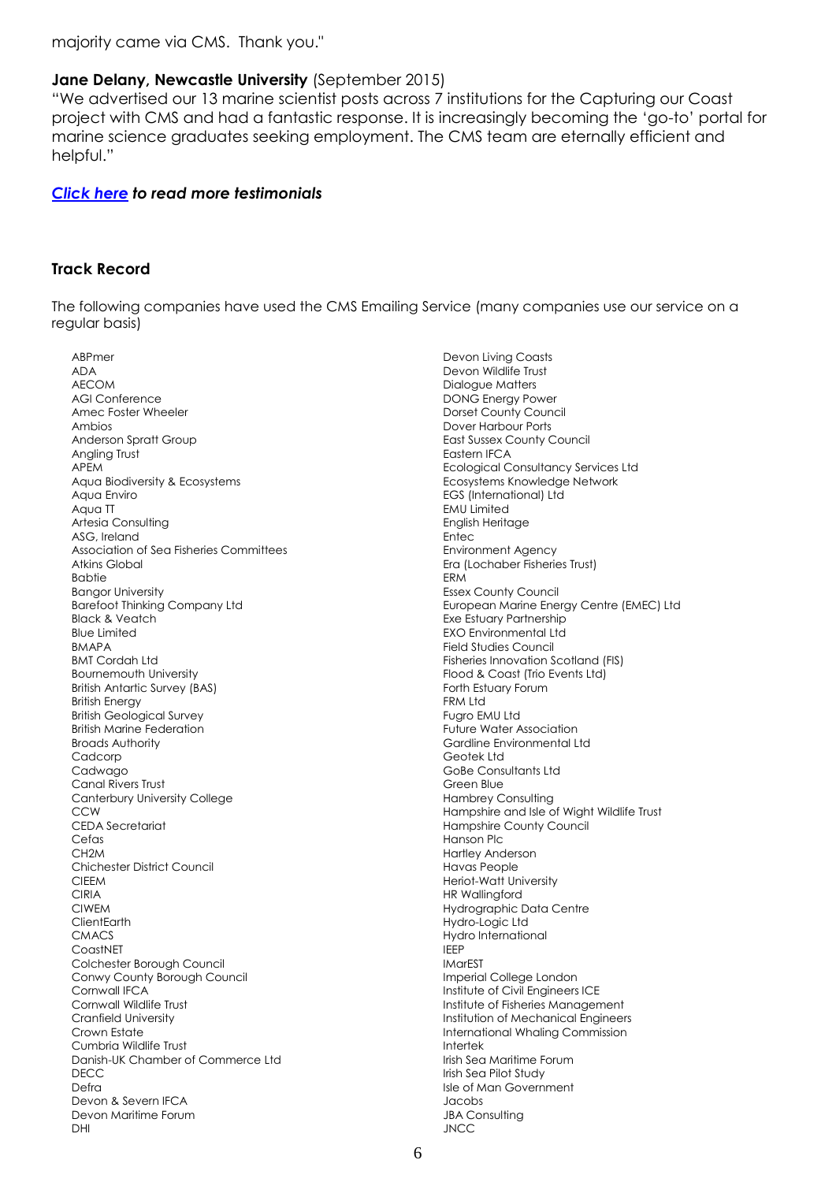majority came via CMS. Thank you."

**Jane Delany, Newcastle University** (September 2015)

"We advertised our 13 marine scientist posts across 7 institutions for the Capturing our Coast project with CMS and had a fantastic response. It is increasingly becoming the 'go-to' portal for marine science graduates seeking employment. The CMS team are eternally efficient and helpful."

***Click here** to read more testimonials*

### Track Record

The following companies have used the CMS Emailing Service (many companies use our service on a regular basis)

- ABPmer
- ADA
- AECOM
- AGI Conference
- Amec Foster Wheeler
- Ambios
- Anderson Spratt Group
- Angling Trust
- APEM
- Aqua Biodiversity & Ecosystems
- Aqua Enviro
- Aqua TT
- Artesia Consulting
- ASG, Ireland
- Association of Sea Fisheries Committees
- Atkins Global
- Babtie
- Bangor University
- Barefoot Thinking Company Ltd
- Black & Veatch
- Blue Limited
- BMAPA
- BMT Cordah Ltd
- Bournemouth University
- British Antartic Survey (BAS)
- British Energy
- British Geological Survey
- British Marine Federation
- Broads Authority
- Cadcorp
- Cadwago
- Canal Rivers Trust
- Canterbury University College
- CCW
- CEDA Secretariat
- Cefas
- CH2M
- Chichester District Council
- CIEEM
- CIRIA
- CIWEM
- ClientEarth
- CMACS
- CoastNET
- Colchester Borough Council
- Conwy County Borough Council
- Cornwall IFCA
- Cornwall Wildlife Trust
- Cranfield University
- Crown Estate
- Cumbria Wildlife Trust
- Danish-UK Chamber of Commerce Ltd
- DECC
- Defra
- Devon & Severn IFCA
- Devon Maritime Forum
- DHI
- Devon Living Coasts
- Devon Wildlife Trust
- Dialogue Matters
- DONG Energy Power
- Dorset County Council
- Dover Harbour Ports
- East Sussex County Council
- Eastern IFCA
- Ecological Consultancy Services Ltd
- Ecosystems Knowledge Network
- EGS (International) Ltd
- EMU Limited
- English Heritage
- Entec
- Environment Agency
- Era (Lochaber Fisheries Trust)
- ERM
- Essex County Council
- European Marine Energy Centre (EMEC) Ltd
- Exe Estuary Partnership
- EXO Environmental Ltd
- Field Studies Council
- Fisheries Innovation Scotland (FIS)
- Flood & Coast (Trio Events Ltd)
- Forth Estuary Forum
- FRM Ltd
- Fugro EMU Ltd
- Future Water Association
- Gardline Environmental Ltd
- Geotek Ltd
- GoBe Consultants Ltd
- Green Blue
- Hambrey Consulting
- Hampshire and Isle of Wight Wildlife Trust
- Hampshire County Council
- Hanson Plc
- Hartley Anderson
- Havas People
- Heriot-Watt University
- HR Wallingford
- Hydrographic Data Centre
- Hydro-Logic Ltd
- Hydro International
- IEEP
- IMarEST
- Imperial College London
- Institute of Civil Engineers ICE
- Institute of Fisheries Management
- Institution of Mechanical Engineers
- International Whaling Commission
- Intertek
- Irish Sea Maritime Forum
- Irish Sea Pilot Study
- Isle of Man Government
- Jacobs
- JBA Consulting
- JNCC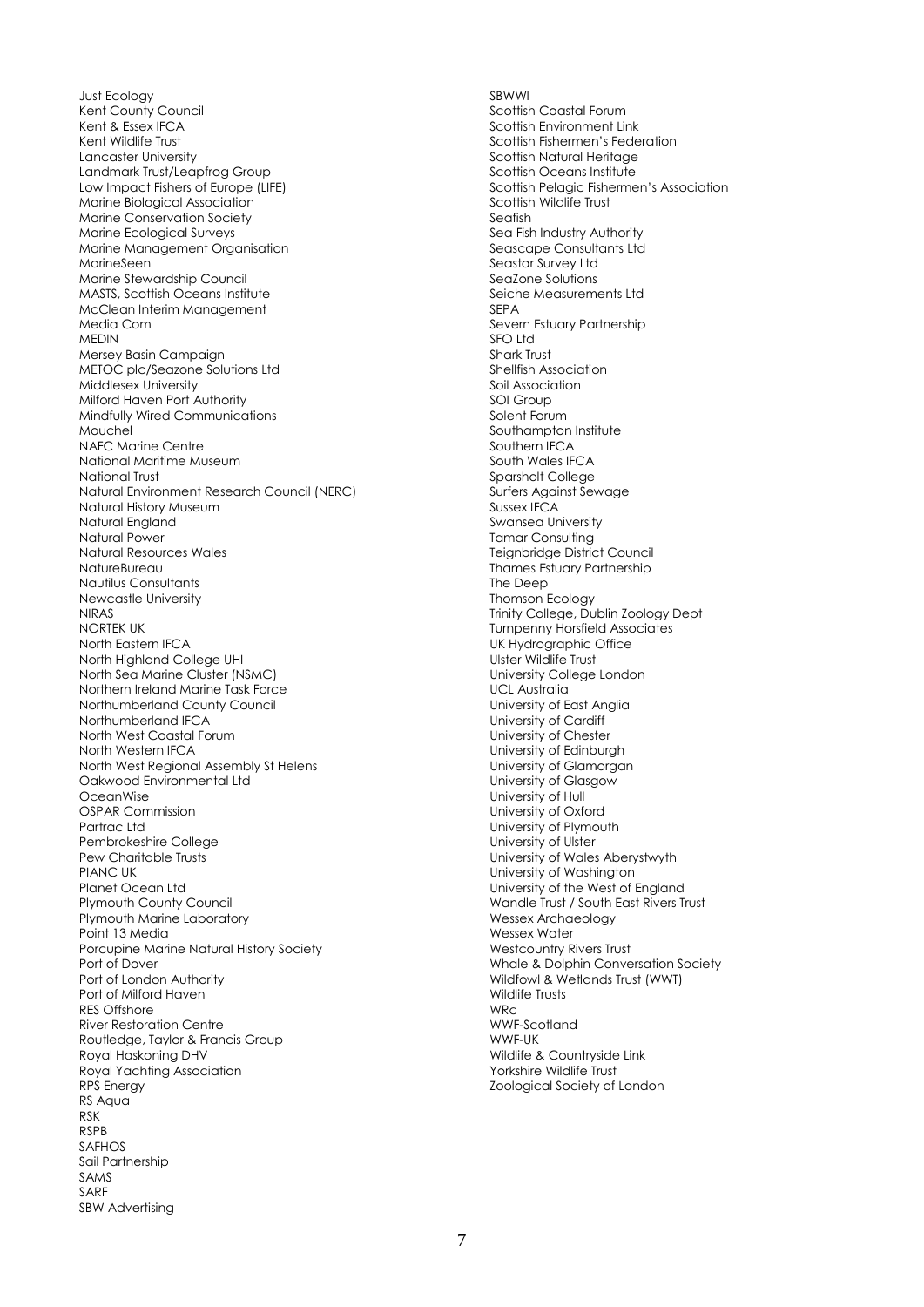Just Ecology
Kent County Council
Kent & Essex IFCA
Kent Wildlife Trust
Lancaster University
Landmark Trust/Leapfrog Group
Low Impact Fishers of Europe (LIFE)
Marine Biological Association
Marine Conservation Society
Marine Ecological Surveys
Marine Management Organisation
MarineSeen
Marine Stewardship Council
MASTS, Scottish Oceans Institute
McClean Interim Management
Media Com
MEDIN
Mersey Basin Campaign
METOC plc/Seazone Solutions Ltd
Middlesex University
Milford Haven Port Authority
Mindfully Wired Communications
Mouchel
NAFC Marine Centre
National Maritime Museum
National Trust
Natural Environment Research Council (NERC)
Natural History Museum
Natural England
Natural Power
Natural Resources Wales
NatureBureau
Nautilus Consultants
Newcastle University
NIRAS
NORTEK UK
North Eastern IFCA
North Highland College UHI
North Sea Marine Cluster (NSMC)
Northern Ireland Marine Task Force
Northumberland County Council
Northumberland IFCA
North West Coastal Forum
North Western IFCA
North West Regional Assembly St Helens
Oakwood Environmental Ltd
OceanWise
OSPAR Commission
Partrac Ltd
Pembrokeshire College
Pew Charitable Trusts
PIANC UK
Planet Ocean Ltd
Plymouth County Council
Plymouth Marine Laboratory
Point 13 Media
Porcupine Marine Natural History Society
Port of Dover
Port of London Authority
Port of Milford Haven
RES Offshore
River Restoration Centre
Routledge, Taylor & Francis Group
Royal Haskoning DHV
Royal Yachting Association
RPS Energy
RS Aqua
RSK
RSPB
SAFHOS
Sail Partnership
SAMS
SARF
SBW Advertising
SBWWI
Scottish Coastal Forum
Scottish Environment Link
Scottish Fishermen's Federation
Scottish Natural Heritage
Scottish Oceans Institute
Scottish Pelagic Fishermen's Association
Scottish Wildlife Trust
Seafish
Sea Fish Industry Authority
Seascape Consultants Ltd
Seastar Survey Ltd
SeaZone Solutions
Seiche Measurements Ltd
SEPA
Severn Estuary Partnership
SFO Ltd
Shark Trust
Shellfish Association
Soil Association
SOI Group
Solent Forum
Southampton Institute
Southern IFCA
South Wales IFCA
Sparsholt College
Surfers Against Sewage
Sussex IFCA
Swansea University
Tamar Consulting
Teignbridge District Council
Thames Estuary Partnership
The Deep
Thomson Ecology
Trinity College, Dublin Zoology Dept
Turnpenny Horsfield Associates
UK Hydrographic Office
Ulster Wildlife Trust
University College London
UCL Australia
University of East Anglia
University of Cardiff
University of Chester
University of Edinburgh
University of Glamorgan
University of Glasgow
University of Hull
University of Oxford
University of Plymouth
University of Ulster
University of Wales Aberystwyth
University of Washington
University of the West of England
Wandle Trust / South East Rivers Trust
Wessex Archaeology
Wessex Water
Westcountry Rivers Trust
Whale & Dolphin Conversation Society
Wildfowl & Wetlands Trust (WWT)
Wildlife Trusts
WRc
WWF-Scotland
WWF-UK
Wildlife & Countryside Link
Yorkshire Wildlife Trust
Zoological Society of London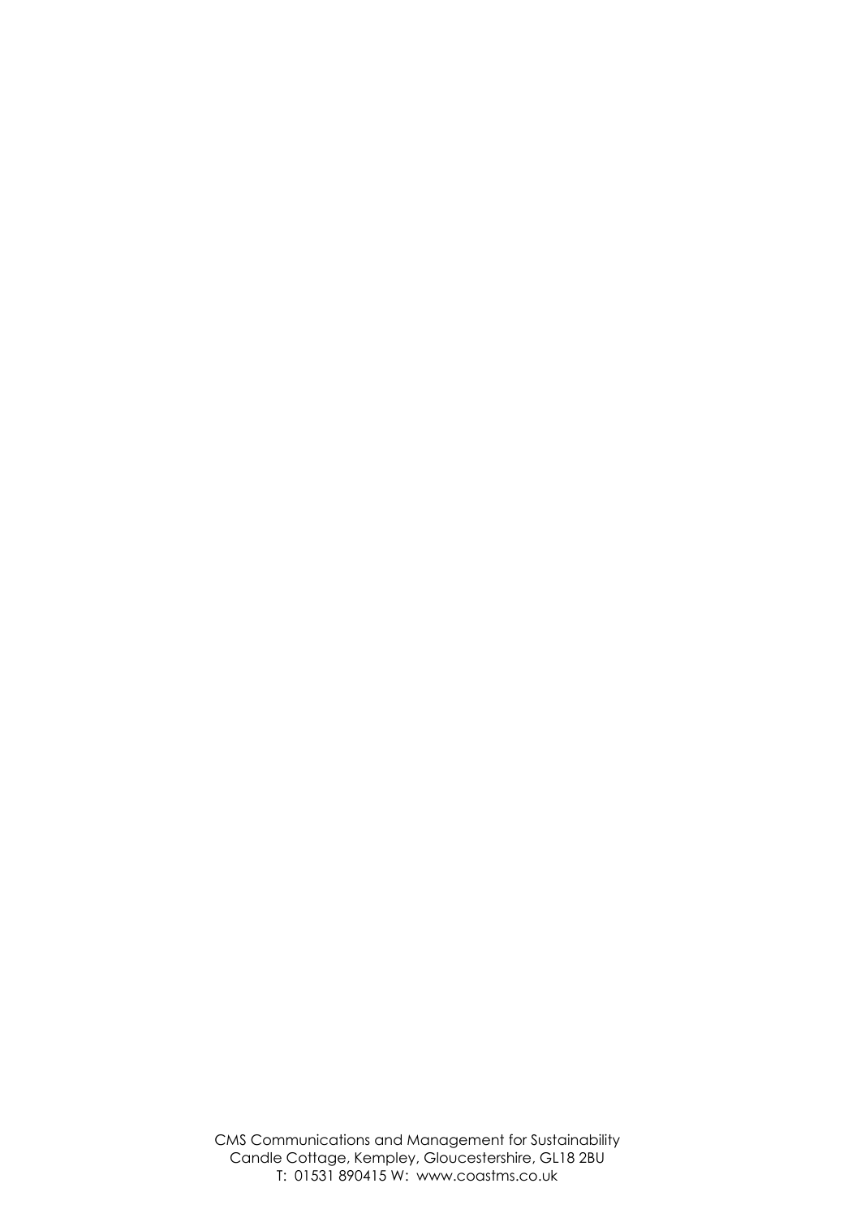CMS Communications and Management for Sustainability
Candle Cottage, Kempley, Gloucestershire, GL18 2BU
T: 01531 890415 W: www.coastms.co.uk